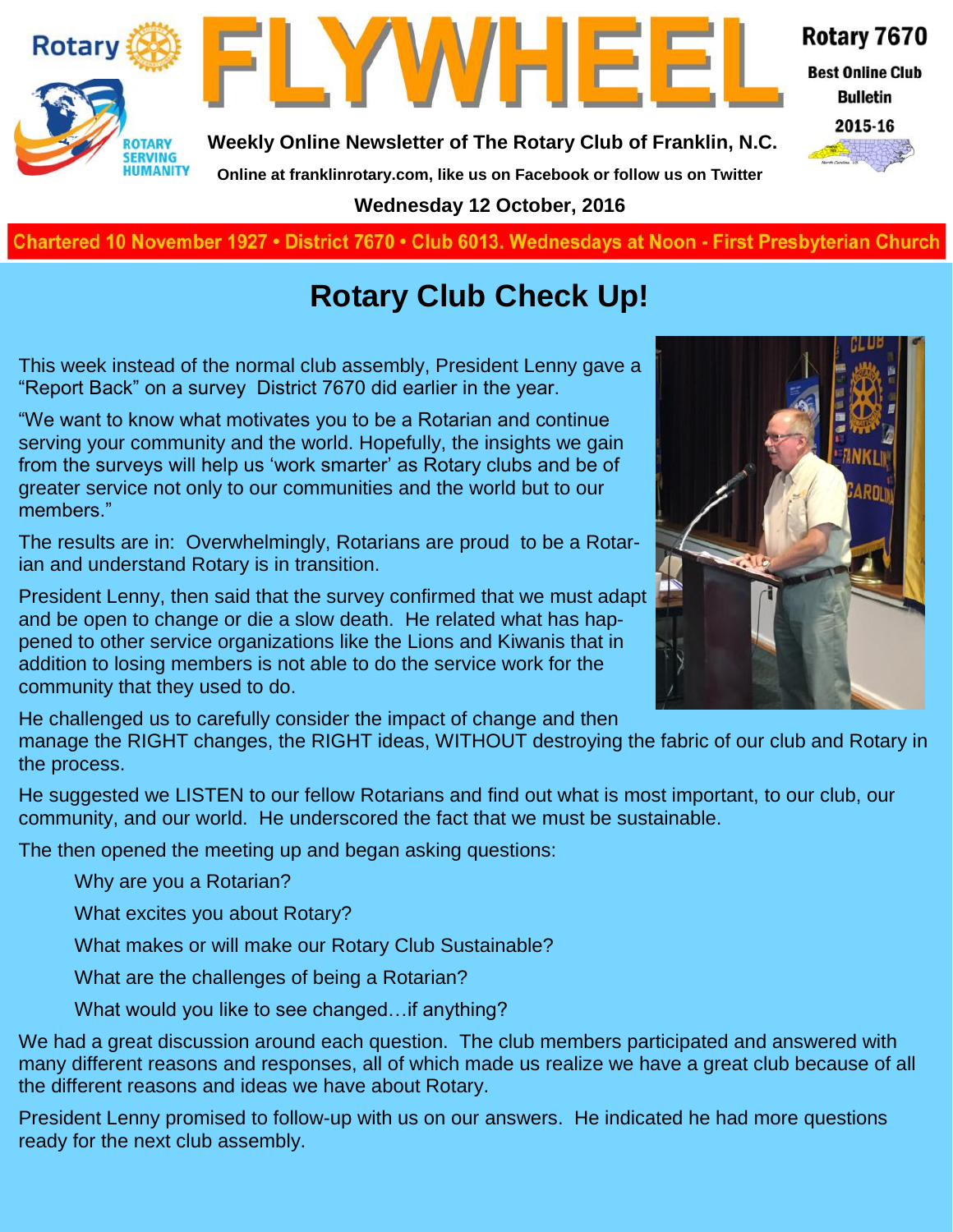# FLYWHEEL

**Rotary 7670**
**Best Online Club Bulletin**
**2015-16**

**Weekly Online Newsletter of The Rotary Club of Franklin, N.C.**

**Online at franklinrotary.com, like us on Facebook or follow us on Twitter**

**Wednesday 12 October, 2016**

**Chartered 10 November 1927 • District 7670 • Club 6013. Wednesdays at Noon - First Presbyterian Church**

## Rotary Club Check Up!

This week instead of the normal club assembly, President Lenny gave a "Report Back" on a survey District 7670 did earlier in the year.

"We want to know what motivates you to be a Rotarian and continue serving your community and the world. Hopefully, the insights we gain from the surveys will help us 'work smarter' as Rotary clubs and be of greater service not only to our communities and the world but to our members."

The results are in: Overwhelmingly, Rotarians are proud to be a Rotarian and understand Rotary is in transition.

President Lenny, then said that the survey confirmed that we must adapt and be open to change or die a slow death. He related what has happened to other service organizations like the Lions and Kiwanis that in addition to losing members is not able to do the service work for the community that they used to do.

He challenged us to carefully consider the impact of change and then manage the RIGHT changes, the RIGHT ideas, WITHOUT destroying the fabric of our club and Rotary in the process.

He suggested we LISTEN to our fellow Rotarians and find out what is most important, to our club, our community, and our world. He underscored the fact that we must be sustainable.

The then opened the meeting up and began asking questions:

- Why are you a Rotarian?
- What excites you about Rotary?
- What makes or will make our Rotary Club Sustainable?
- What are the challenges of being a Rotarian?
- What would you like to see changed…if anything?

We had a great discussion around each question. The club members participated and answered with many different reasons and responses, all of which made us realize we have a great club because of all the different reasons and ideas we have about Rotary.

President Lenny promised to follow-up with us on our answers. He indicated he had more questions ready for the next club assembly.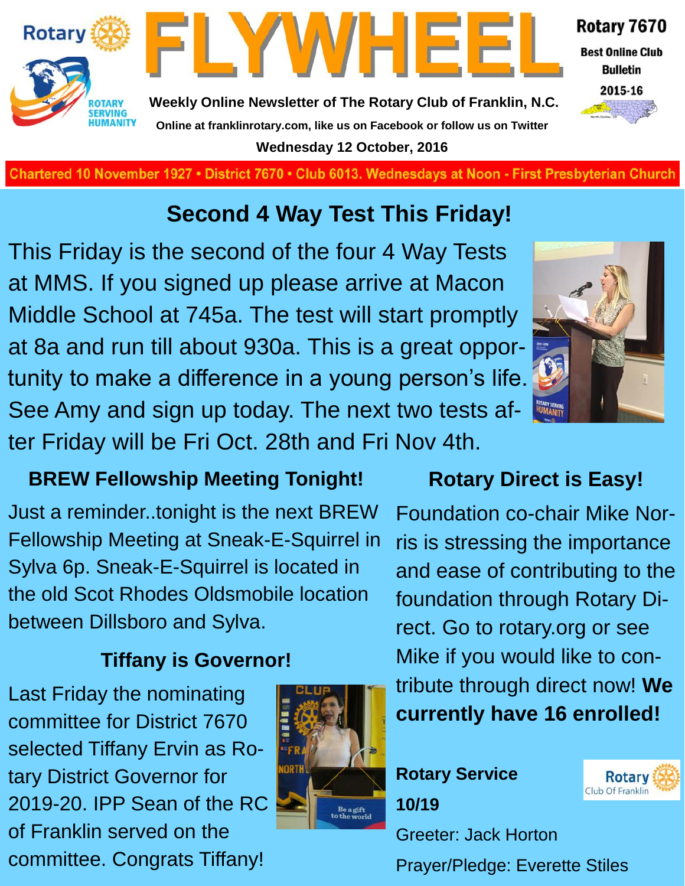# FLYWHEEL

**Rotary 7670**
**Best Online Club Bulletin**
**2015-16**

**Weekly Online Newsletter of The Rotary Club of Franklin, N.C.**

**Online at franklinrotary.com, like us on Facebook or follow us on Twitter**

**Wednesday 12 October, 2016**

**Chartered 10 November 1927 • District 7670 • Club 6013. Wednesdays at Noon - First Presbyterian Church**

## Second 4 Way Test This Friday!

This Friday is the second of the four 4 Way Tests at MMS. If you signed up please arrive at Macon Middle School at 745a. The test will start promptly at 8a and run till about 930a. This is a great opportunity to make a difference in a young person's life. See Amy and sign up today. The next two tests after Friday will be Fri Oct. 28th and Fri Nov 4th.

### BREW Fellowship Meeting Tonight!

Just a reminder..tonight is the next BREW Fellowship Meeting at Sneak-E-Squirrel in Sylva 6p. Sneak-E-Squirrel is located in the old Scot Rhodes Oldsmobile location between Dillsboro and Sylva.

### Tiffany is Governor!

Last Friday the nominating committee for District 7670 selected Tiffany Ervin as Rotary District Governor for 2019-20. IPP Sean of the RC of Franklin served on the committee. Congrats Tiffany!

### Rotary Direct is Easy!

Foundation co-chair Mike Norris is stressing the importance and ease of contributing to the foundation through Rotary Direct. Go to rotary.org or see Mike if you would like to contribute through direct now! **We currently have 16 enrolled!**

**Rotary Service**

**10/19**

Greeter: Jack Horton

Prayer/Pledge: Everette Stiles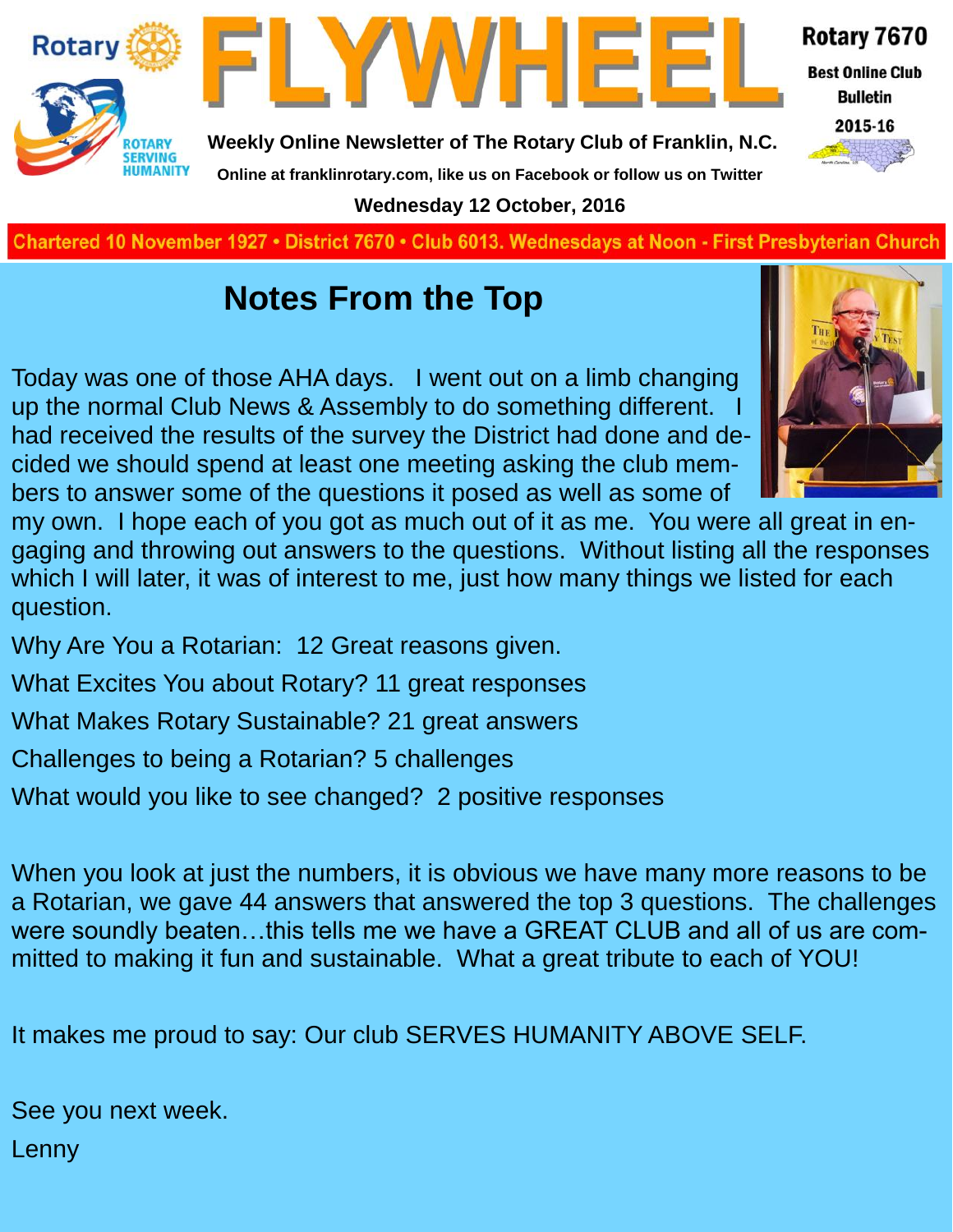# FLYWHEEL

**Rotary 7670**
**Best Online Club Bulletin**
**2015-16**

**Weekly Online Newsletter of The Rotary Club of Franklin, N.C.**

**Online at franklinrotary.com, like us on Facebook or follow us on Twitter**

**Wednesday 12 October, 2016**

**Chartered 10 November 1927 • District 7670 • Club 6013. Wednesdays at Noon - First Presbyterian Church**

## Notes From the Top

Today was one of those AHA days. I went out on a limb changing up the normal Club News & Assembly to do something different. I had received the results of the survey the District had done and decided we should spend at least one meeting asking the club members to answer some of the questions it posed as well as some of my own. I hope each of you got as much out of it as me. You were all great in engaging and throwing out answers to the questions. Without listing all the responses which I will later, it was of interest to me, just how many things we listed for each question.

Why Are You a Rotarian: 12 Great reasons given.

What Excites You about Rotary? 11 great responses

What Makes Rotary Sustainable? 21 great answers

Challenges to being a Rotarian? 5 challenges

What would you like to see changed? 2 positive responses

When you look at just the numbers, it is obvious we have many more reasons to be a Rotarian, we gave 44 answers that answered the top 3 questions. The challenges were soundly beaten…this tells me we have a GREAT CLUB and all of us are committed to making it fun and sustainable. What a great tribute to each of YOU!

It makes me proud to say: Our club SERVES HUMANITY ABOVE SELF.

See you next week.

Lenny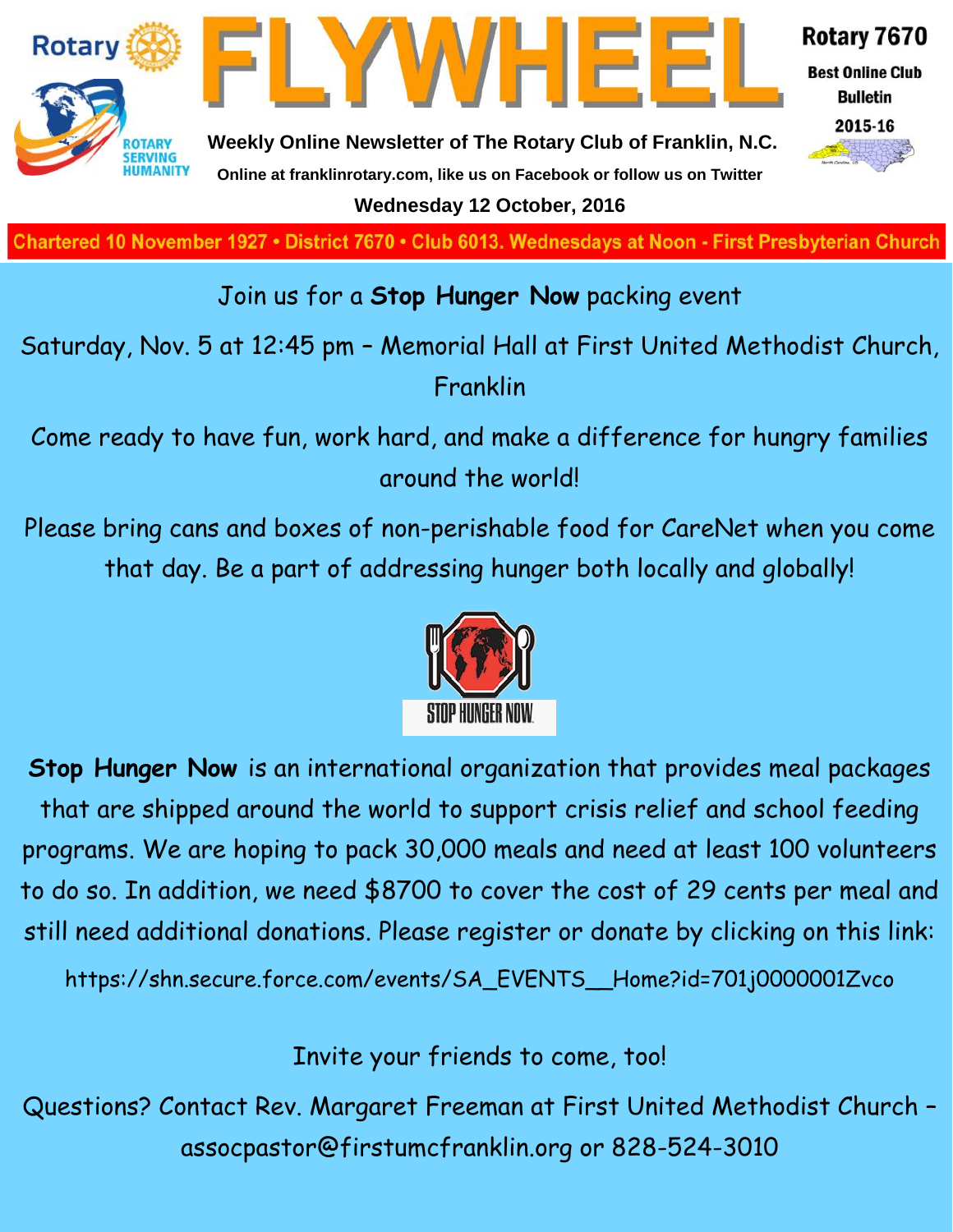# FLYWHEEL

**Rotary 7670**
**Best Online Club Bulletin**
**2015-16**

**Weekly Online Newsletter of The Rotary Club of Franklin, N.C.**

**Online at franklinrotary.com, like us on Facebook or follow us on Twitter**

**Wednesday 12 October, 2016**

**Chartered 10 November 1927 • District 7670 • Club 6013. Wednesdays at Noon - First Presbyterian Church**

Join us for a **Stop Hunger Now** packing event

Saturday, Nov. 5 at 12:45 pm – Memorial Hall at First United Methodist Church, Franklin

Come ready to have fun, work hard, and make a difference for hungry families around the world!

Please bring cans and boxes of non-perishable food for CareNet when you come that day. Be a part of addressing hunger both locally and globally!

STOP HUNGER NOW

**Stop Hunger Now** is an international organization that provides meal packages that are shipped around the world to support crisis relief and school feeding programs. We are hoping to pack 30,000 meals and need at least 100 volunteers to do so. In addition, we need $8700 to cover the cost of 29 cents per meal and still need additional donations. Please register or donate by clicking on this link:

https://shn.secure.force.com/events/SA_EVENTS__Home?id=701j0000001Zvco

Invite your friends to come, too!

Questions? Contact Rev. Margaret Freeman at First United Methodist Church – assocpastor@firstumcfranklin.org or 828-524-3010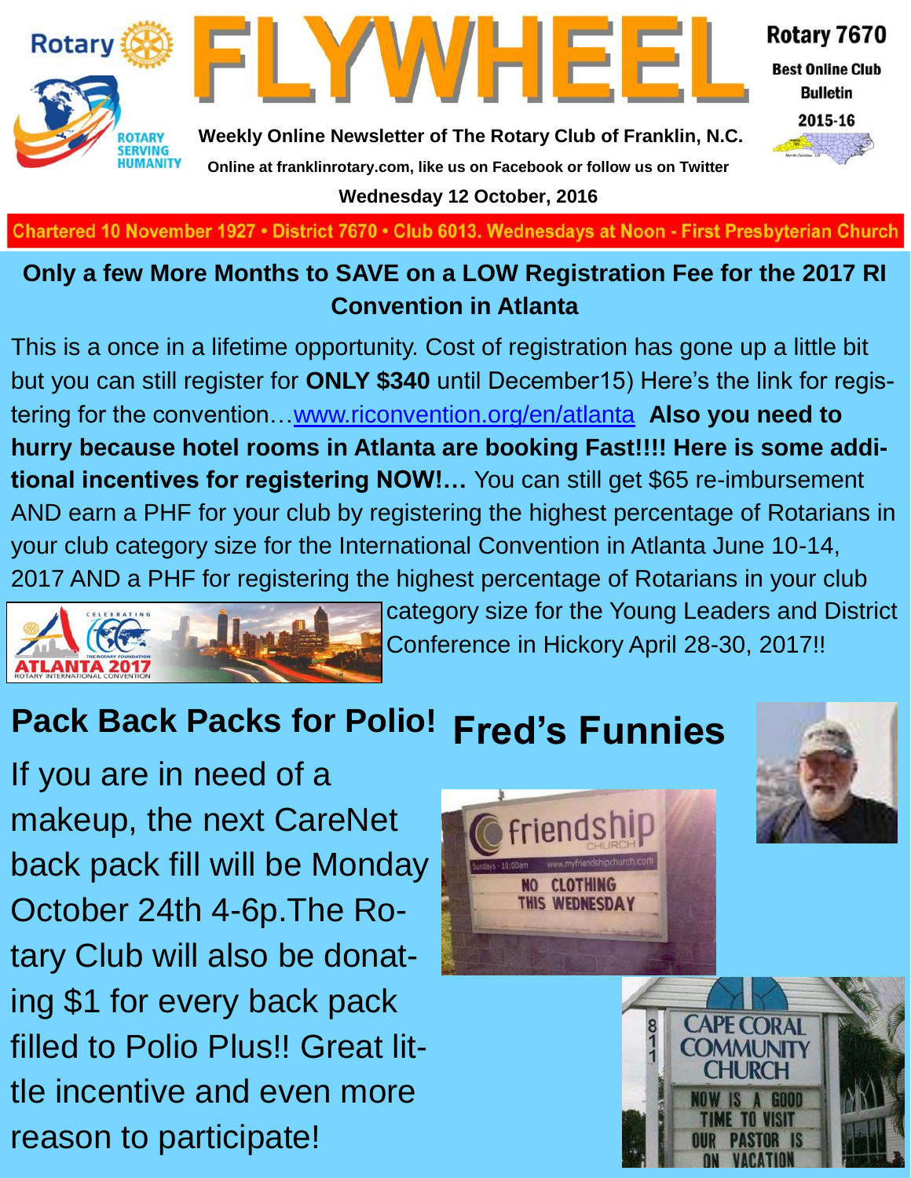# FLYWHEEL

**Weekly Online Newsletter of The Rotary Club of Franklin, N.C.**

Online at franklinrotary.com, like us on Facebook or follow us on Twitter

**Wednesday 12 October, 2016**

Rotary 7670 Best Online Club Bulletin 2015-16

Chartered 10 November 1927 • District 7670 • Club 6013. Wednesdays at Noon - First Presbyterian Church

## Only a few More Months to SAVE on a LOW Registration Fee for the 2017 RI Convention in Atlanta

This is a once in a lifetime opportunity. Cost of registration has gone up a little bit but you can still register for **ONLY $340** until December15) Here's the link for registering for the convention…www.riconvention.org/en/atlanta **Also you need to hurry because hotel rooms in Atlanta are booking Fast!!!! Here is some additional incentives for registering NOW!…** You can still get $65 re-imbursement AND earn a PHF for your club by registering the highest percentage of Rotarians in your club category size for the International Convention in Atlanta June 10-14, 2017 AND a PHF for registering the highest percentage of Rotarians in your club category size for the Young Leaders and District Conference in Hickory April 28-30, 2017!!

## Pack Back Packs for Polio!

If you are in need of a makeup, the next CareNet back pack fill will be Monday October 24th 4-6p.The Rotary Club will also be donating $1 for every back pack filled to Polio Plus!! Great little incentive and even more reason to participate!

## Fred's Funnies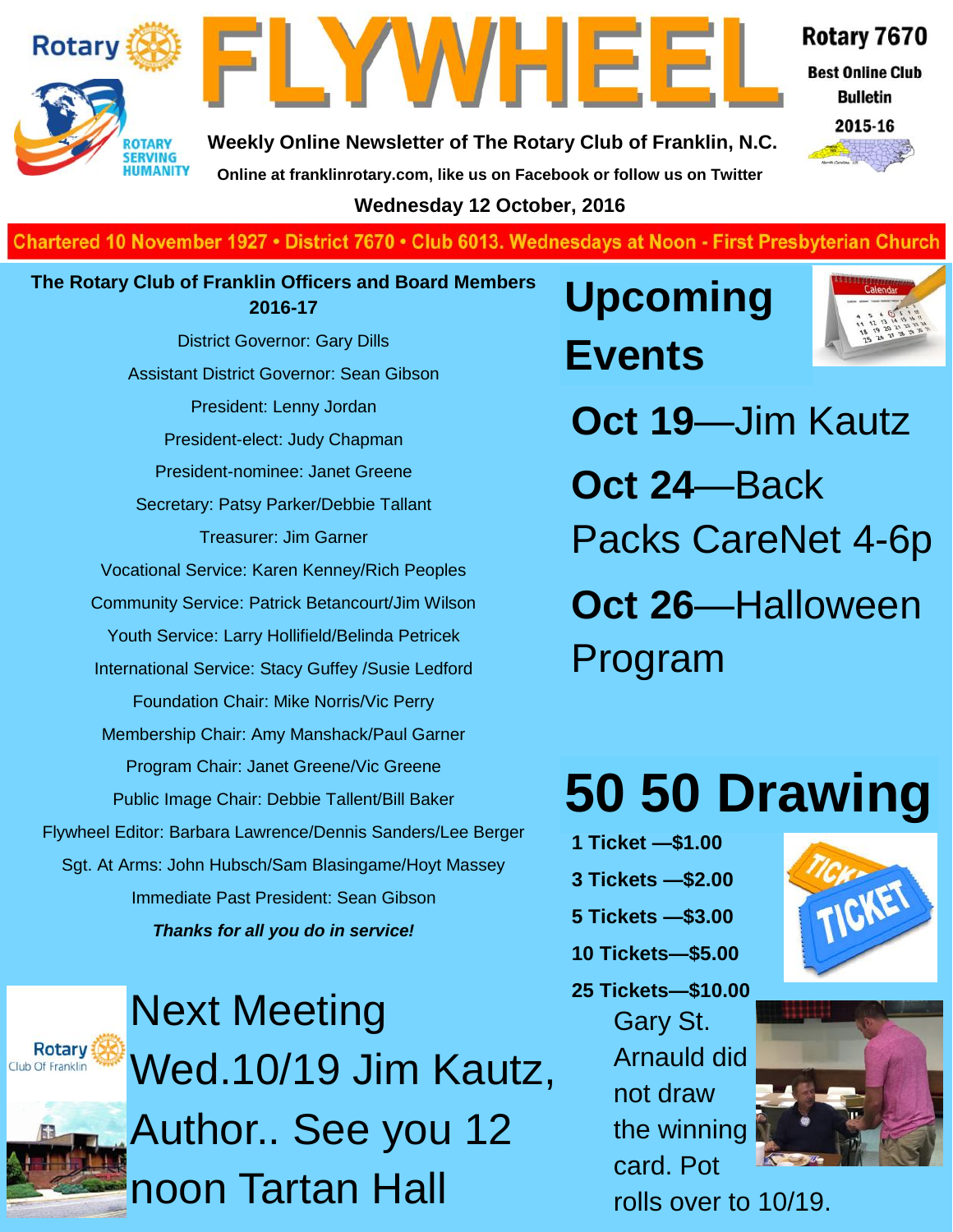# FLYWHEEL

Rotary 7670

Best Online Club Bulletin

2015-16

**Weekly Online Newsletter of The Rotary Club of Franklin, N.C.**

**Online at franklinrotary.com, like us on Facebook or follow us on Twitter**

**Wednesday 12 October, 2016**

Chartered 10 November 1927 • District 7670 • Club 6013. Wednesdays at Noon - First Presbyterian Church

**The Rotary Club of Franklin Officers and Board Members 2016-17**

District Governor: Gary Dills

Assistant District Governor: Sean Gibson

President: Lenny Jordan

President-elect: Judy Chapman

President-nominee: Janet Greene

Secretary: Patsy Parker/Debbie Tallant

Treasurer: Jim Garner

Vocational Service: Karen Kenney/Rich Peoples

Community Service: Patrick Betancourt/Jim Wilson

Youth Service: Larry Hollifield/Belinda Petricek

International Service: Stacy Guffey /Susie Ledford

Foundation Chair: Mike Norris/Vic Perry

Membership Chair: Amy Manshack/Paul Garner

Program Chair: Janet Greene/Vic Greene

Public Image Chair: Debbie Tallent/Bill Baker

Flywheel Editor: Barbara Lawrence/Dennis Sanders/Lee Berger

Sgt. At Arms: John Hubsch/Sam Blasingame/Hoyt Massey

Immediate Past President: Sean Gibson

***Thanks for all you do in service!***

Next Meeting Wed.10/19 Jim Kautz, Author.. See you 12 noon Tartan Hall

## Upcoming Events

**Oct 19**—Jim Kautz

**Oct 24**—Back Packs CareNet 4-6p

**Oct 26**—Halloween Program

## 50 50 Drawing

**1 Ticket —$1.00**

**3 Tickets —$2.00**

**5 Tickets —$3.00**

**10 Tickets—$5.00**

**25 Tickets—$10.00**

Gary St. Arnauld did not draw the winning card. Pot rolls over to 10/19.